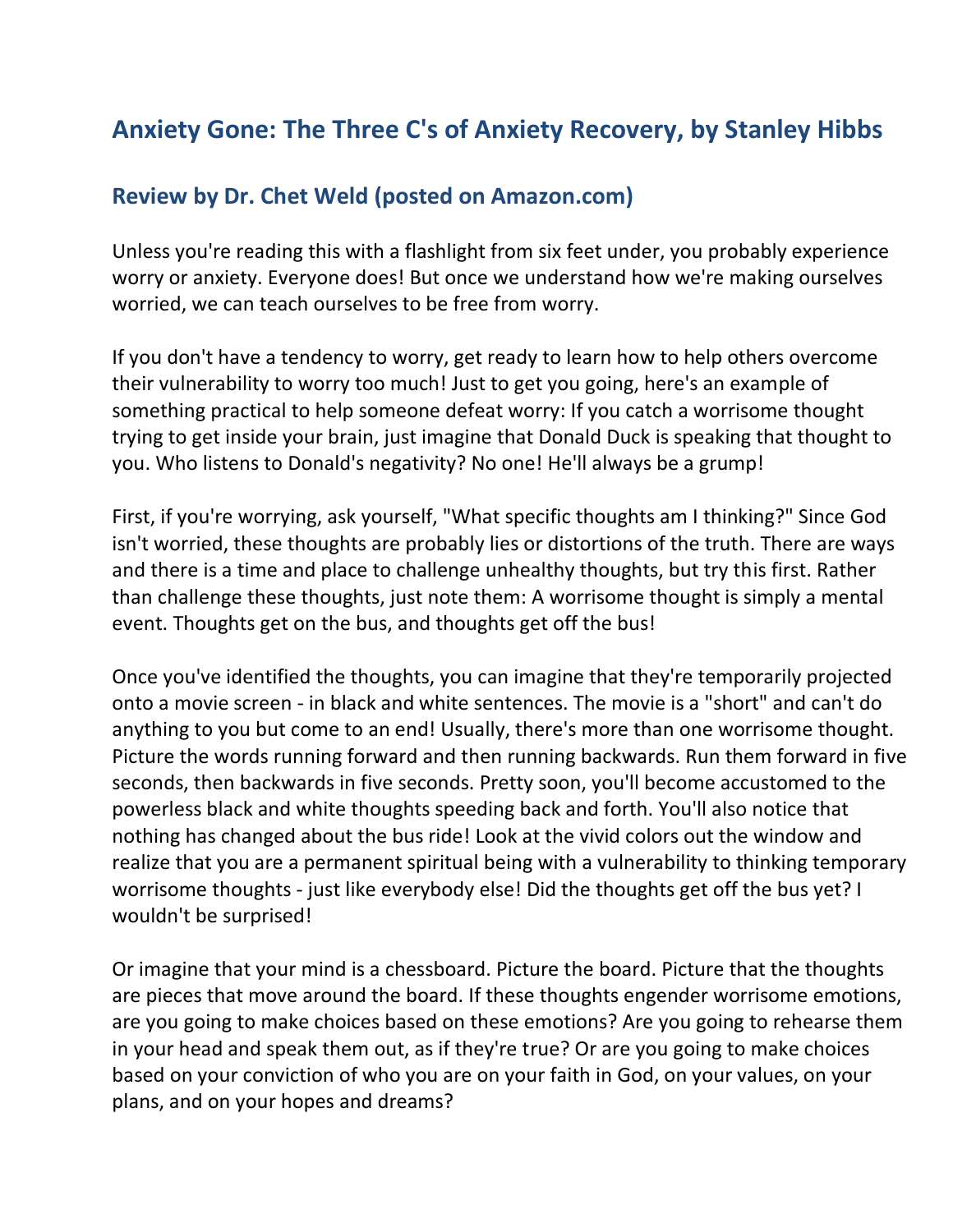## Anxiety Gone: The Three C's of Anxiety Recovery, by Stanley Hibbs

### Review by Dr. Chet Weld (posted on Amazon.com)

Unless you're reading this with a flashlight from six feet under, you probably experience worry or anxiety. Everyone does! But once we understand how we're making ourselves worried, we can teach ourselves to be free from worry.

If you don't have a tendency to worry, get ready to learn how to help others overcome their vulnerability to worry too much! Just to get you going, here's an example of something practical to help someone defeat worry: If you catch a worrisome thought trying to get inside your brain, just imagine that Donald Duck is speaking that thought to you. Who listens to Donald's negativity? No one! He'll always be a grump!

First, if you're worrying, ask yourself, "What specific thoughts am I thinking?" Since God isn't worried, these thoughts are probably lies or distortions of the truth. There are ways and there is a time and place to challenge unhealthy thoughts, but try this first. Rather than challenge these thoughts, just note them: A worrisome thought is simply a mental event. Thoughts get on the bus, and thoughts get off the bus!

Once you've identified the thoughts, you can imagine that they're temporarily projected onto a movie screen - in black and white sentences. The movie is a "short" and can't do anything to you but come to an end! Usually, there's more than one worrisome thought. Picture the words running forward and then running backwards. Run them forward in five seconds, then backwards in five seconds. Pretty soon, you'll become accustomed to the powerless black and white thoughts speeding back and forth. You'll also notice that nothing has changed about the bus ride! Look at the vivid colors out the window and realize that you are a permanent spiritual being with a vulnerability to thinking temporary worrisome thoughts - just like everybody else! Did the thoughts get off the bus yet? I wouldn't be surprised!

Or imagine that your mind is a chessboard. Picture the board. Picture that the thoughts are pieces that move around the board. If these thoughts engender worrisome emotions, are you going to make choices based on these emotions? Are you going to rehearse them in your head and speak them out, as if they're true? Or are you going to make choices based on your conviction of who you are on your faith in God, on your values, on your plans, and on your hopes and dreams?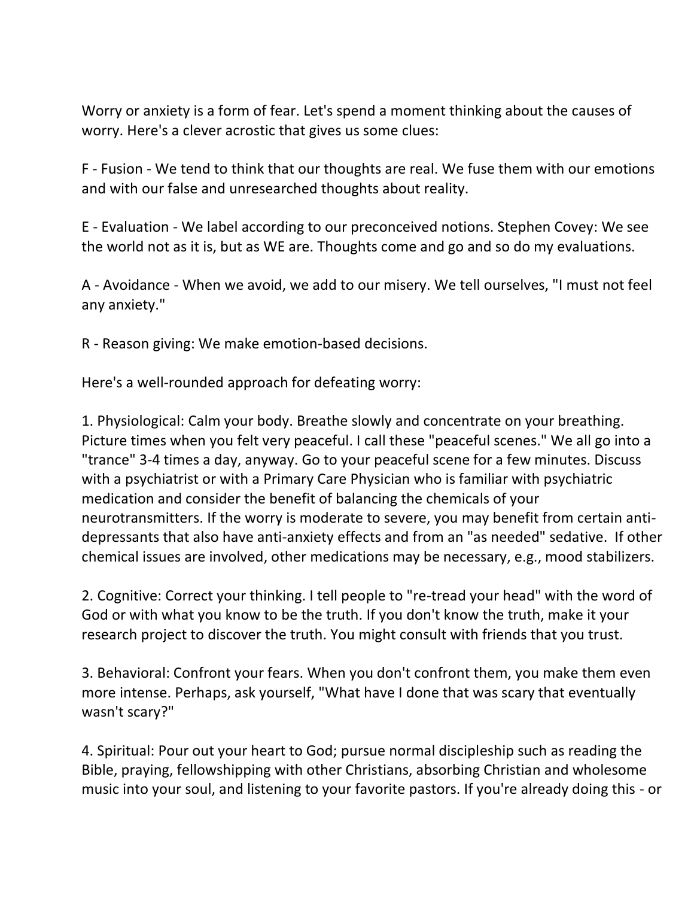Worry or anxiety is a form of fear. Let's spend a moment thinking about the causes of worry. Here's a clever acrostic that gives us some clues:

F - Fusion - We tend to think that our thoughts are real. We fuse them with our emotions and with our false and unresearched thoughts about reality.

E - Evaluation - We label according to our preconceived notions. Stephen Covey: We see the world not as it is, but as WE are. Thoughts come and go and so do my evaluations.

A - Avoidance - When we avoid, we add to our misery. We tell ourselves, "I must not feel any anxiety."

R - Reason giving: We make emotion-based decisions.

Here's a well-rounded approach for defeating worry:

1. Physiological: Calm your body. Breathe slowly and concentrate on your breathing. Picture times when you felt very peaceful. I call these "peaceful scenes." We all go into a "trance" 3-4 times a day, anyway. Go to your peaceful scene for a few minutes. Discuss with a psychiatrist or with a Primary Care Physician who is familiar with psychiatric medication and consider the benefit of balancing the chemicals of your neurotransmitters. If the worry is moderate to severe, you may benefit from certain anti-depressants that also have anti-anxiety effects and from an "as needed" sedative. If other chemical issues are involved, other medications may be necessary, e.g., mood stabilizers.

2. Cognitive: Correct your thinking. I tell people to "re-tread your head" with the word of God or with what you know to be the truth. If you don't know the truth, make it your research project to discover the truth. You might consult with friends that you trust.

3. Behavioral: Confront your fears. When you don't confront them, you make them even more intense. Perhaps, ask yourself, "What have I done that was scary that eventually wasn't scary?"

4. Spiritual: Pour out your heart to God; pursue normal discipleship such as reading the Bible, praying, fellowshipping with other Christians, absorbing Christian and wholesome music into your soul, and listening to your favorite pastors. If you're already doing this - or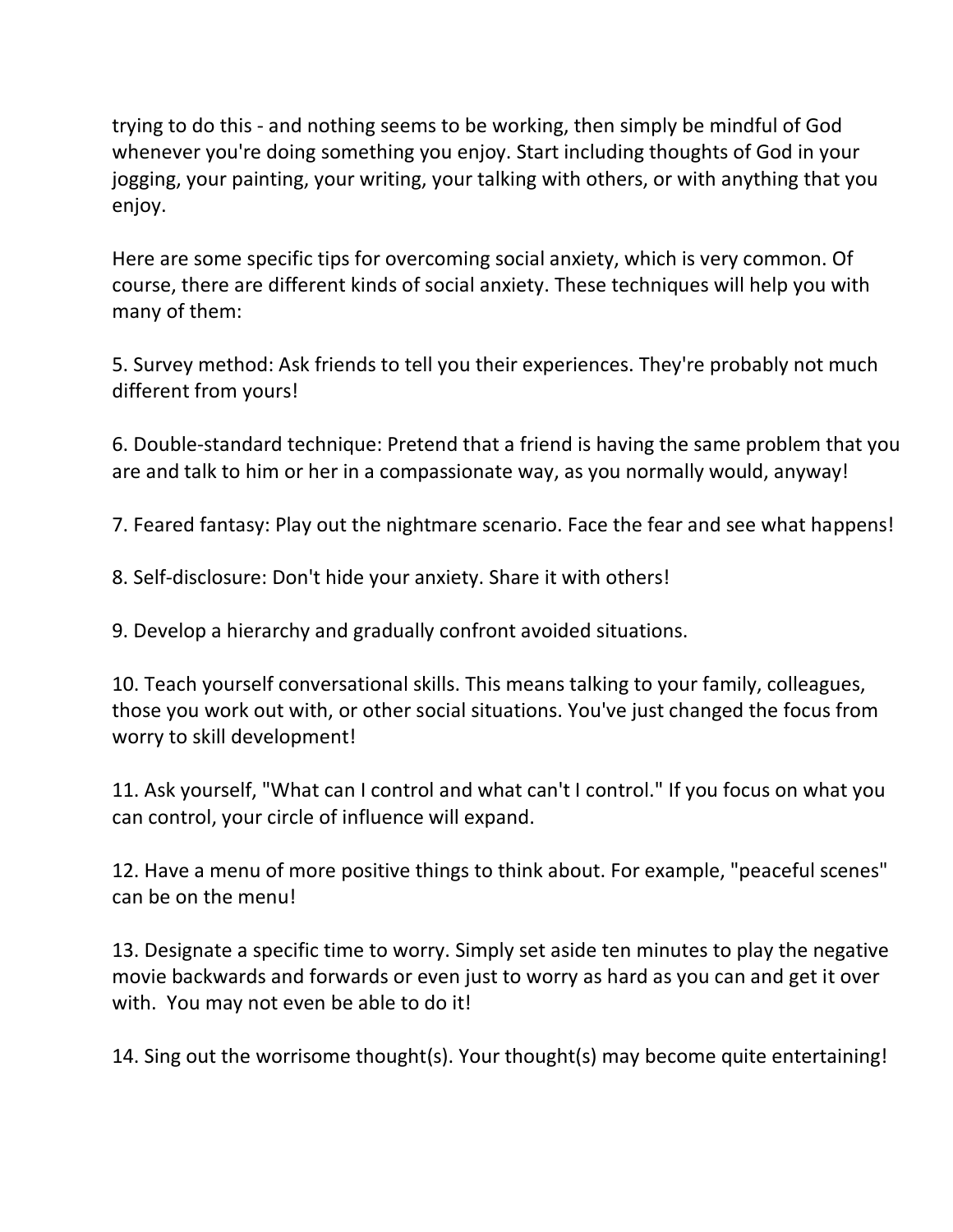trying to do this - and nothing seems to be working, then simply be mindful of God whenever you're doing something you enjoy. Start including thoughts of God in your jogging, your painting, your writing, your talking with others, or with anything that you enjoy.

Here are some specific tips for overcoming social anxiety, which is very common. Of course, there are different kinds of social anxiety. These techniques will help you with many of them:

5. Survey method: Ask friends to tell you their experiences. They're probably not much different from yours!

6. Double-standard technique: Pretend that a friend is having the same problem that you are and talk to him or her in a compassionate way, as you normally would, anyway!

7. Feared fantasy: Play out the nightmare scenario. Face the fear and see what happens!

8. Self-disclosure: Don't hide your anxiety. Share it with others!

9. Develop a hierarchy and gradually confront avoided situations.

10. Teach yourself conversational skills. This means talking to your family, colleagues, those you work out with, or other social situations. You've just changed the focus from worry to skill development!

11. Ask yourself, "What can I control and what can't I control." If you focus on what you can control, your circle of influence will expand.

12. Have a menu of more positive things to think about. For example, "peaceful scenes" can be on the menu!

13. Designate a specific time to worry. Simply set aside ten minutes to play the negative movie backwards and forwards or even just to worry as hard as you can and get it over with. You may not even be able to do it!

14. Sing out the worrisome thought(s). Your thought(s) may become quite entertaining!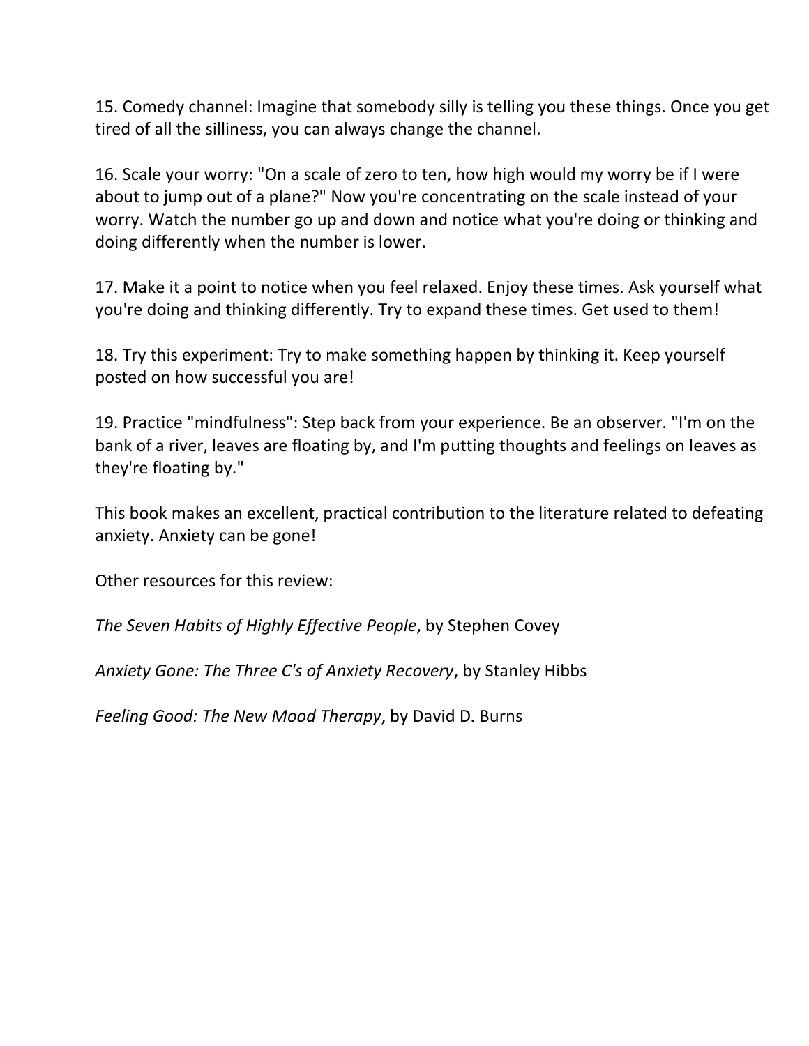15. Comedy channel: Imagine that somebody silly is telling you these things. Once you get tired of all the silliness, you can always change the channel.

16. Scale your worry: "On a scale of zero to ten, how high would my worry be if I were about to jump out of a plane?" Now you're concentrating on the scale instead of your worry. Watch the number go up and down and notice what you're doing or thinking and doing differently when the number is lower.

17. Make it a point to notice when you feel relaxed. Enjoy these times. Ask yourself what you're doing and thinking differently. Try to expand these times. Get used to them!

18. Try this experiment: Try to make something happen by thinking it. Keep yourself posted on how successful you are!

19. Practice "mindfulness": Step back from your experience. Be an observer. "I'm on the bank of a river, leaves are floating by, and I'm putting thoughts and feelings on leaves as they're floating by."

This book makes an excellent, practical contribution to the literature related to defeating anxiety. Anxiety can be gone!

Other resources for this review:

*The Seven Habits of Highly Effective People*, by Stephen Covey

*Anxiety Gone: The Three C's of Anxiety Recovery*, by Stanley Hibbs

*Feeling Good: The New Mood Therapy*, by David D. Burns